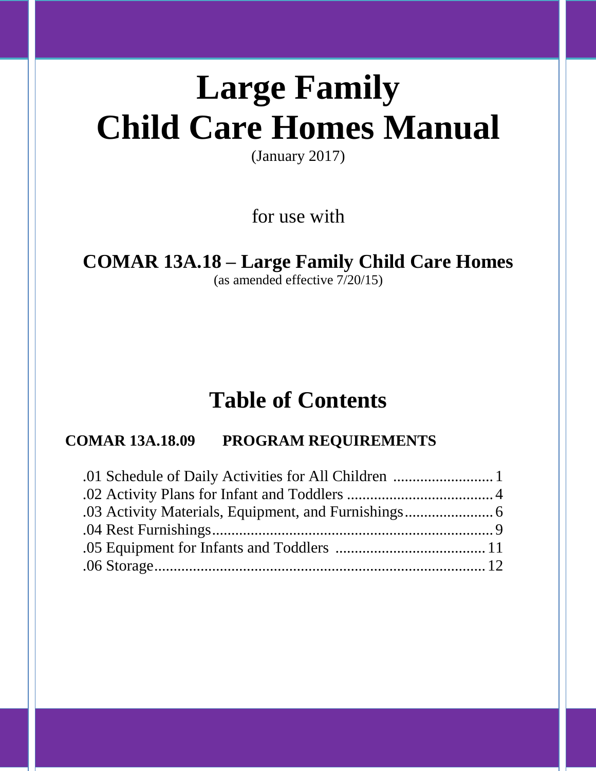# Large Family Child Care Homes Manual

(January 2017)

for use with

## COMAR 13A.18 – Large Family Child Care Homes

(as amended effective 7/20/15)

# Table of Contents

**COMAR 13A.18.09 PROGRAM REQUIREMENTS**

.01 Schedule of Daily Activities for All Children .......................... 1
.02 Activity Plans for Infant and Toddlers ...................................... 4
.03 Activity Materials, Equipment, and Furnishings....................... 6
.04 Rest Furnishings......................................................................... 9
.05 Equipment for Infants and Toddlers ....................................... 11
.06 Storage...................................................................................... 12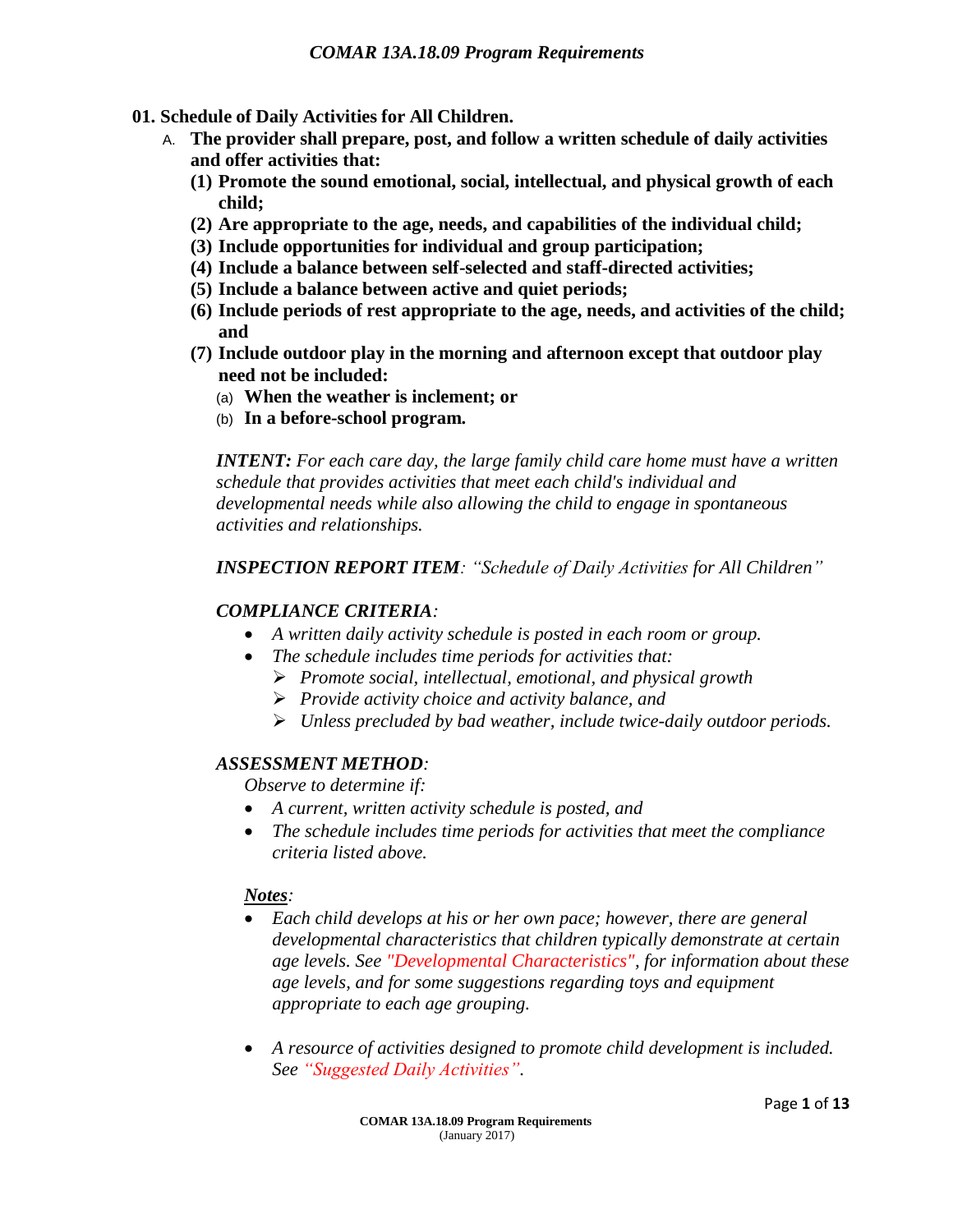## 01. Schedule of Daily Activities for All Children.

A. **The provider shall prepare, post, and follow a written schedule of daily activities and offer activities that:**

**(1) Promote the sound emotional, social, intellectual, and physical growth of each child;**

**(2) Are appropriate to the age, needs, and capabilities of the individual child;**

**(3) Include opportunities for individual and group participation;**

**(4) Include a balance between self-selected and staff-directed activities;**

**(5) Include a balance between active and quiet periods;**

**(6) Include periods of rest appropriate to the age, needs, and activities of the child; and**

**(7) Include outdoor play in the morning and afternoon except that outdoor play need not be included:**

(a) **When the weather is inclement; or**

(b) **In a before-school program.**

***INTENT:*** *For each care day, the large family child care home must have a written schedule that provides activities that meet each child's individual and developmental needs while also allowing the child to engage in spontaneous activities and relationships.*

***INSPECTION REPORT ITEM****: "Schedule of Daily Activities for All Children"*

***COMPLIANCE CRITERIA****:*

- *A written daily activity schedule is posted in each room or group.*
- *The schedule includes time periods for activities that:*
  - *Promote social, intellectual, emotional, and physical growth*
  - *Provide activity choice and activity balance, and*
  - *Unless precluded by bad weather, include twice-daily outdoor periods.*

***ASSESSMENT METHOD****:*

*Observe to determine if:*

- *A current, written activity schedule is posted, and*
- *The schedule includes time periods for activities that meet the compliance criteria listed above.*

***Notes****:*

- *Each child develops at his or her own pace; however, there are general developmental characteristics that children typically demonstrate at certain age levels. See "Developmental Characteristics", for information about these age levels, and for some suggestions regarding toys and equipment appropriate to each age grouping.*

- *A resource of activities designed to promote child development is included. See "Suggested Daily Activities".*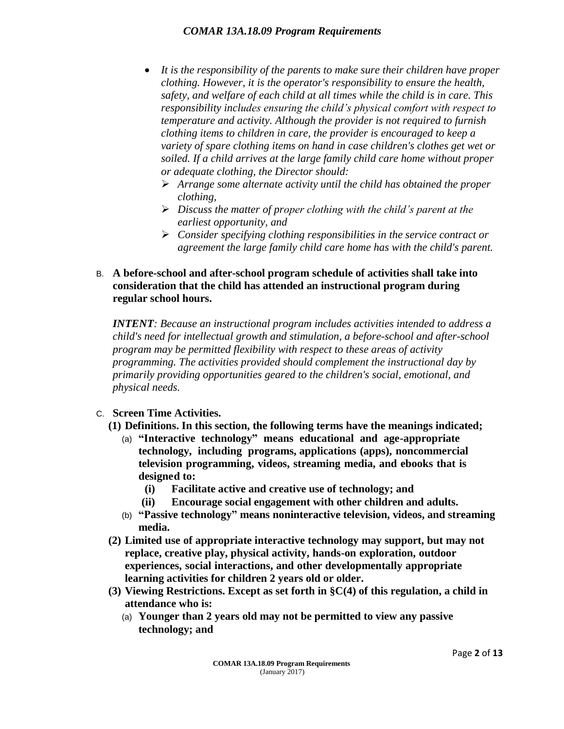- *It is the responsibility of the parents to make sure their children have proper clothing. However, it is the operator's responsibility to ensure the health, safety, and welfare of each child at all times while the child is in care. This responsibility includes ensuring the child's physical comfort with respect to temperature and activity. Although the provider is not required to furnish clothing items to children in care, the provider is encouraged to keep a variety of spare clothing items on hand in case children's clothes get wet or soiled. If a child arrives at the large family child care home without proper or adequate clothing, the Director should:*
    - *Arrange some alternate activity until the child has obtained the proper clothing,*
    - *Discuss the matter of proper clothing with the child's parent at the earliest opportunity, and*
    - *Consider specifying clothing responsibilities in the service contract or agreement the large family child care home has with the child's parent.*

B. **A before-school and after-school program schedule of activities shall take into consideration that the child has attended an instructional program during regular school hours.**

***INTENT****: Because an instructional program includes activities intended to address a child's need for intellectual growth and stimulation, a before-school and after-school program may be permitted flexibility with respect to these areas of activity programming. The activities provided should complement the instructional day by primarily providing opportunities geared to the children's social, emotional, and physical needs.*

C. **Screen Time Activities.**

**(1) Definitions. In this section, the following terms have the meanings indicated;**

(a) **"Interactive technology" means educational and age-appropriate technology, including programs, applications (apps), noncommercial television programming, videos, streaming media, and ebooks that is designed to:**

**(i) Facilitate active and creative use of technology; and**

**(ii) Encourage social engagement with other children and adults.**

(b) **"Passive technology" means noninteractive television, videos, and streaming media.**

**(2) Limited use of appropriate interactive technology may support, but may not replace, creative play, physical activity, hands-on exploration, outdoor experiences, social interactions, and other developmentally appropriate learning activities for children 2 years old or older.**

**(3) Viewing Restrictions. Except as set forth in §C(4) of this regulation, a child in attendance who is:**

(a) **Younger than 2 years old may not be permitted to view any passive technology; and**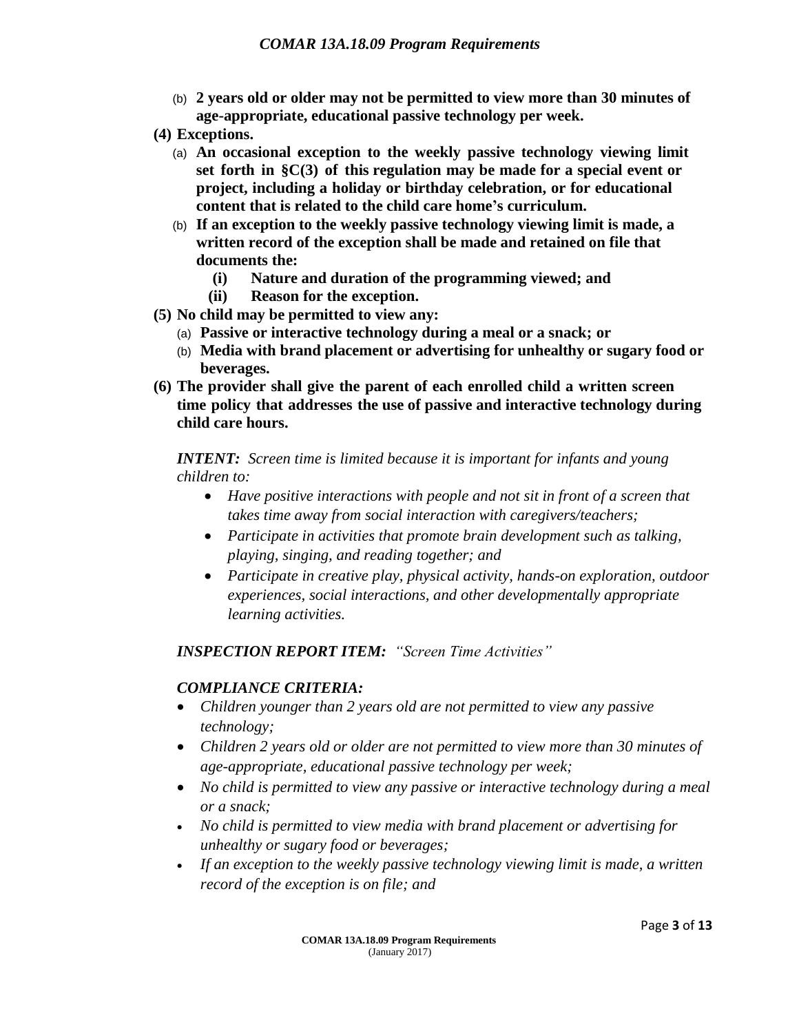- (b) **2 years old or older may not be permitted to view more than 30 minutes of age-appropriate, educational passive technology per week.**

**(4) Exceptions.**

- (a) **An occasional exception to the weekly passive technology viewing limit set forth in §C(3) of this regulation may be made for a special event or project, including a holiday or birthday celebration, or for educational content that is related to the child care home's curriculum.**
- (b) **If an exception to the weekly passive technology viewing limit is made, a written record of the exception shall be made and retained on file that documents the:**
  - **(i) Nature and duration of the programming viewed; and**
  - **(ii) Reason for the exception.**

**(5) No child may be permitted to view any:**

- (a) **Passive or interactive technology during a meal or a snack; or**
- (b) **Media with brand placement or advertising for unhealthy or sugary food or beverages.**

**(6) The provider shall give the parent of each enrolled child a written screen time policy that addresses the use of passive and interactive technology during child care hours.**

***INTENT:*** *Screen time is limited because it is important for infants and young children to:*

- *Have positive interactions with people and not sit in front of a screen that takes time away from social interaction with caregivers/teachers;*
- *Participate in activities that promote brain development such as talking, playing, singing, and reading together; and*
- *Participate in creative play, physical activity, hands-on exploration, outdoor experiences, social interactions, and other developmentally appropriate learning activities.*

***INSPECTION REPORT ITEM:*** *"Screen Time Activities"*

***COMPLIANCE CRITERIA:***

- *Children younger than 2 years old are not permitted to view any passive technology;*
- *Children 2 years old or older are not permitted to view more than 30 minutes of age-appropriate, educational passive technology per week;*
- *No child is permitted to view any passive or interactive technology during a meal or a snack;*
- *No child is permitted to view media with brand placement or advertising for unhealthy or sugary food or beverages;*
- *If an exception to the weekly passive technology viewing limit is made, a written record of the exception is on file; and*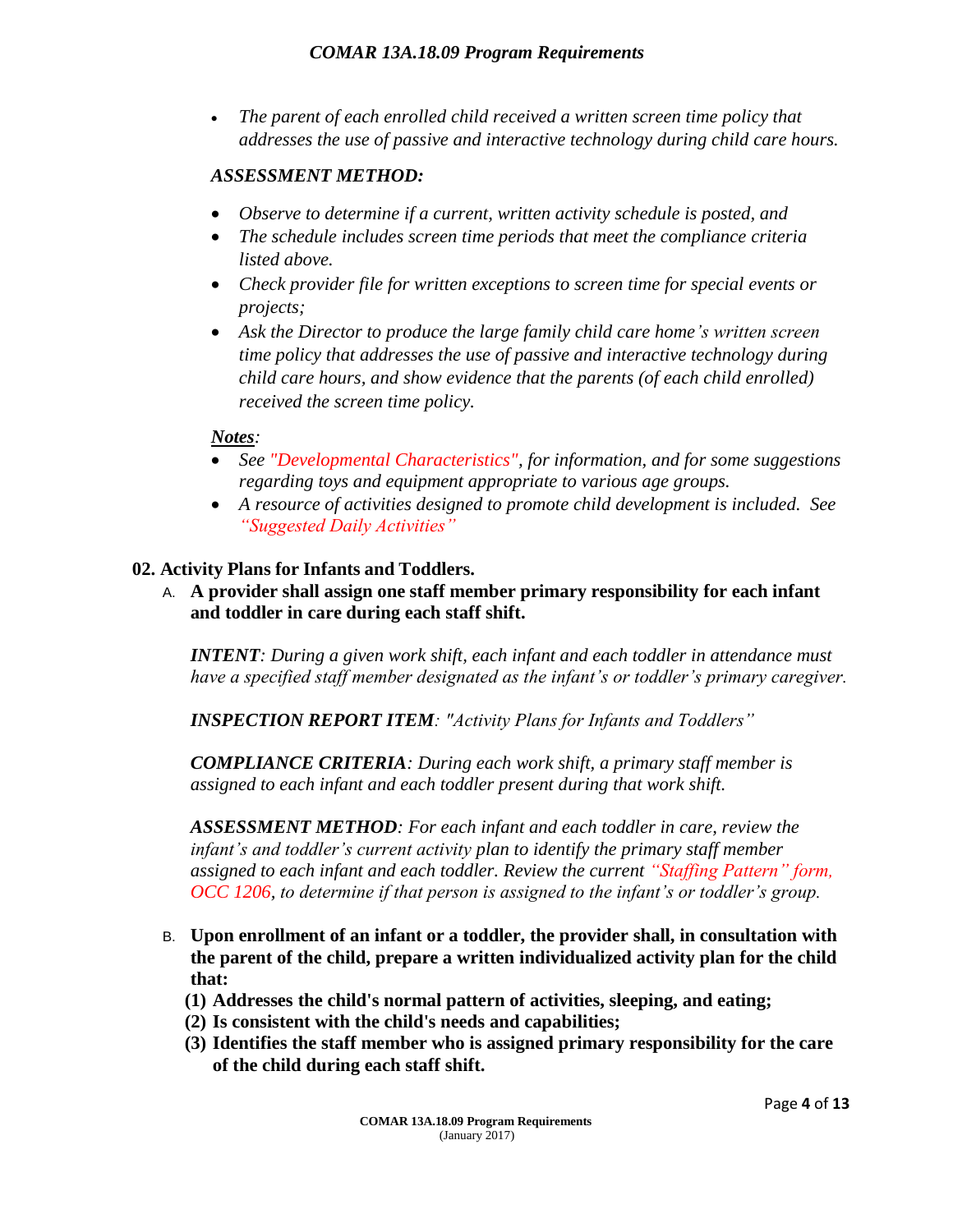- *The parent of each enrolled child received a written screen time policy that addresses the use of passive and interactive technology during child care hours.*

*ASSESSMENT METHOD:*

- *Observe to determine if a current, written activity schedule is posted, and*
- *The schedule includes screen time periods that meet the compliance criteria listed above.*
- *Check provider file for written exceptions to screen time for special events or projects;*
- *Ask the Director to produce the large family child care home's written screen time policy that addresses the use of passive and interactive technology during child care hours, and show evidence that the parents (of each child enrolled) received the screen time policy.*

***Notes**:*

- *See "Developmental Characteristics", for information, and for some suggestions regarding toys and equipment appropriate to various age groups.*
- *A resource of activities designed to promote child development is included. See "Suggested Daily Activities"*

**02. Activity Plans for Infants and Toddlers.**

A. **A provider shall assign one staff member primary responsibility for each infant and toddler in care during each staff shift.**

***INTENT**: During a given work shift, each infant and each toddler in attendance must have a specified staff member designated as the infant's or toddler's primary caregiver.*

***INSPECTION REPORT ITEM**: "Activity Plans for Infants and Toddlers"*

***COMPLIANCE CRITERIA**: During each work shift, a primary staff member is assigned to each infant and each toddler present during that work shift.*

***ASSESSMENT METHOD**: For each infant and each toddler in care, review the infant's and toddler's current activity plan to identify the primary staff member assigned to each infant and each toddler. Review the current "Staffing Pattern" form, OCC 1206, to determine if that person is assigned to the infant's or toddler's group.*

B. **Upon enrollment of an infant or a toddler, the provider shall, in consultation with the parent of the child, prepare a written individualized activity plan for the child that:**

**(1) Addresses the child's normal pattern of activities, sleeping, and eating;**

**(2) Is consistent with the child's needs and capabilities;**

**(3) Identifies the staff member who is assigned primary responsibility for the care of the child during each staff shift.**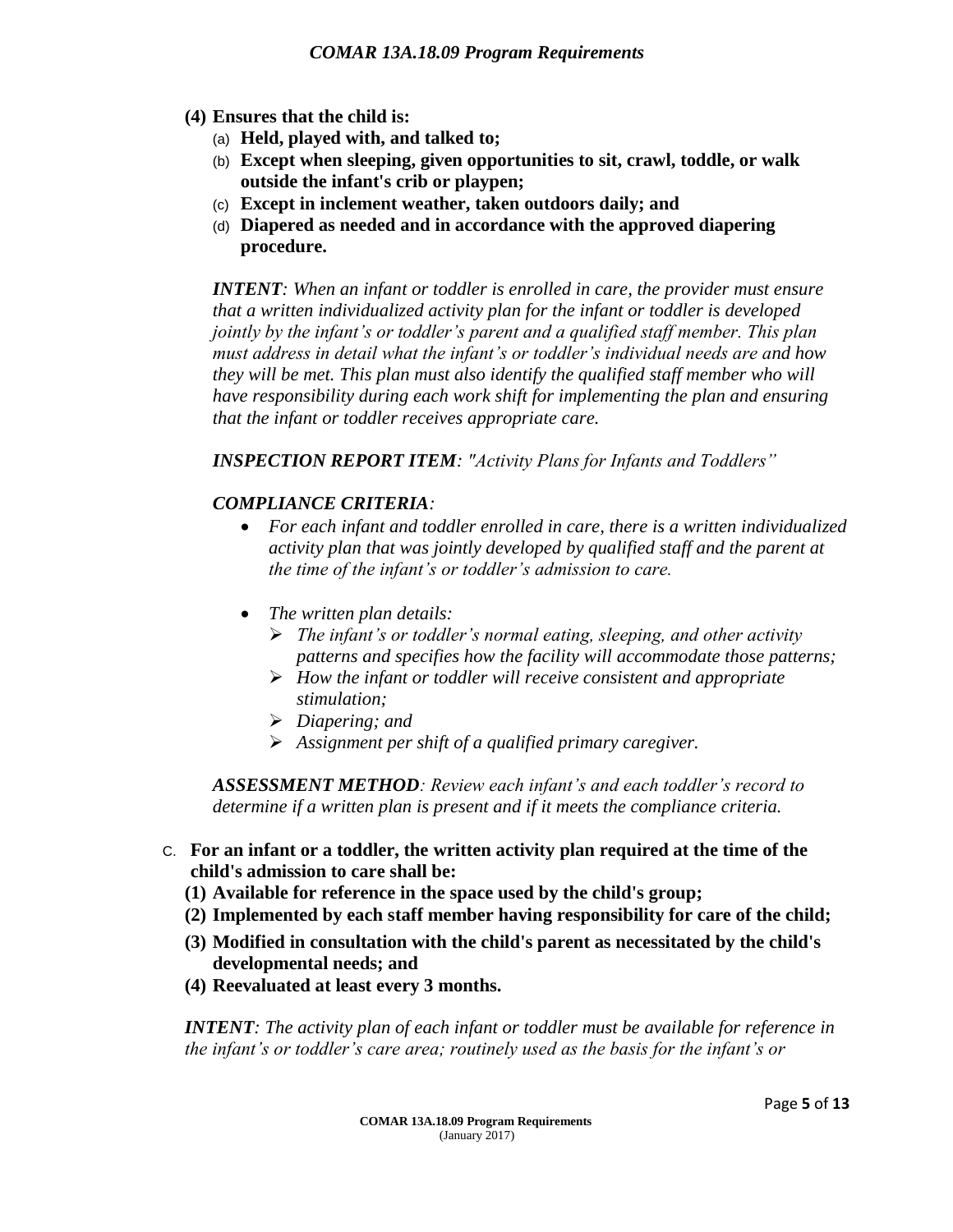**(4) Ensures that the child is:**

(a) **Held, played with, and talked to;**

(b) **Except when sleeping, given opportunities to sit, crawl, toddle, or walk outside the infant's crib or playpen;**

(c) **Except in inclement weather, taken outdoors daily; and**

(d) **Diapered as needed and in accordance with the approved diapering procedure.**

***INTENT****: When an infant or toddler is enrolled in care, the provider must ensure that a written individualized activity plan for the infant or toddler is developed jointly by the infant's or toddler's parent and a qualified staff member. This plan must address in detail what the infant's or toddler's individual needs are and how they will be met. This plan must also identify the qualified staff member who will have responsibility during each work shift for implementing the plan and ensuring that the infant or toddler receives appropriate care.*

***INSPECTION REPORT ITEM****: "Activity Plans for Infants and Toddlers"*

***COMPLIANCE CRITERIA****:*

- *For each infant and toddler enrolled in care, there is a written individualized activity plan that was jointly developed by qualified staff and the parent at the time of the infant's or toddler's admission to care.*
- *The written plan details:*
  - *The infant's or toddler's normal eating, sleeping, and other activity patterns and specifies how the facility will accommodate those patterns;*
  - *How the infant or toddler will receive consistent and appropriate stimulation;*
  - *Diapering; and*
  - *Assignment per shift of a qualified primary caregiver.*

***ASSESSMENT METHOD****: Review each infant's and each toddler's record to determine if a written plan is present and if it meets the compliance criteria.*

C. **For an infant or a toddler, the written activity plan required at the time of the child's admission to care shall be:**

**(1) Available for reference in the space used by the child's group;**

**(2) Implemented by each staff member having responsibility for care of the child;**

**(3) Modified in consultation with the child's parent as necessitated by the child's developmental needs; and**

**(4) Reevaluated at least every 3 months.**

***INTENT****: The activity plan of each infant or toddler must be available for reference in the infant's or toddler's care area; routinely used as the basis for the infant's or*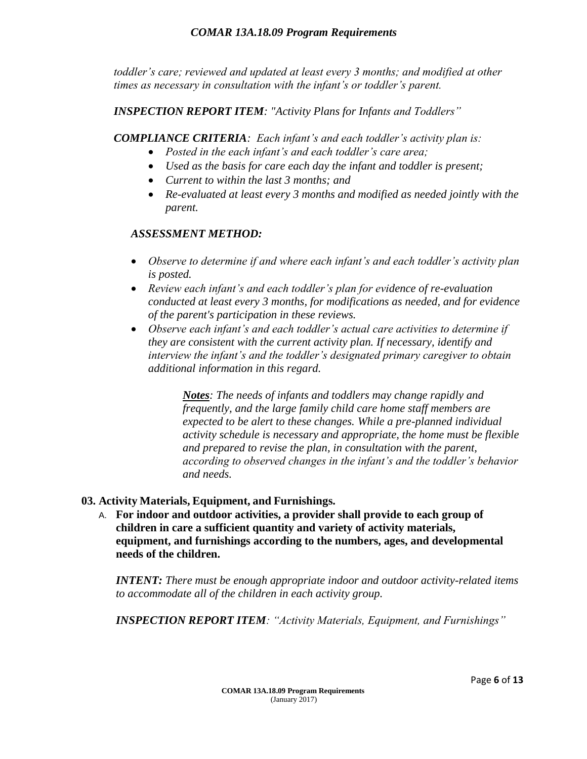*toddler's care; reviewed and updated at least every 3 months; and modified at other times as necessary in consultation with the infant's or toddler's parent.*

***INSPECTION REPORT ITEM****: "Activity Plans for Infants and Toddlers"*

***COMPLIANCE CRITERIA****: Each infant's and each toddler's activity plan is:*

- *Posted in the each infant's and each toddler's care area;*
- *Used as the basis for care each day the infant and toddler is present;*
- *Current to within the last 3 months; and*
- *Re-evaluated at least every 3 months and modified as needed jointly with the parent.*

***ASSESSMENT METHOD:***

- *Observe to determine if and where each infant's and each toddler's activity plan is posted.*
- *Review each infant's and each toddler's plan for evidence of re-evaluation conducted at least every 3 months, for modifications as needed, and for evidence of the parent's participation in these reviews.*
- *Observe each infant's and each toddler's actual care activities to determine if they are consistent with the current activity plan. If necessary, identify and interview the infant's and the toddler's designated primary caregiver to obtain additional information in this regard.*

> ***Notes****: The needs of infants and toddlers may change rapidly and frequently, and the large family child care home staff members are expected to be alert to these changes. While a pre-planned individual activity schedule is necessary and appropriate, the home must be flexible and prepared to revise the plan, in consultation with the parent, according to observed changes in the infant's and the toddler's behavior and needs.*

**03. Activity Materials, Equipment, and Furnishings.**

A. **For indoor and outdoor activities, a provider shall provide to each group of children in care a sufficient quantity and variety of activity materials, equipment, and furnishings according to the numbers, ages, and developmental needs of the children.**

***INTENT:*** *There must be enough appropriate indoor and outdoor activity-related items to accommodate all of the children in each activity group.*

***INSPECTION REPORT ITEM****: "Activity Materials, Equipment, and Furnishings"*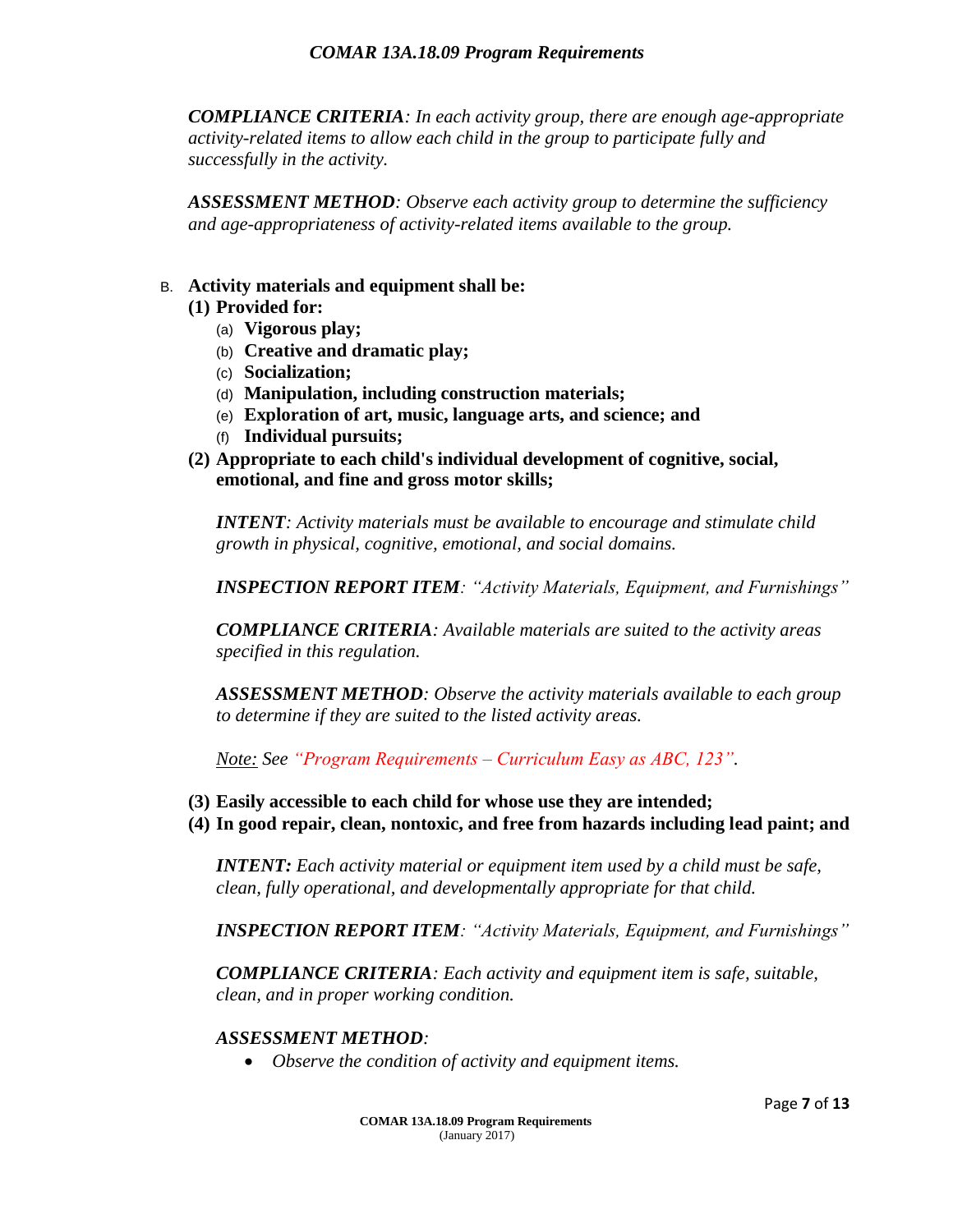*__COMPLIANCE CRITERIA__: In each activity group, there are enough age-appropriate activity-related items to allow each child in the group to participate fully and successfully in the activity.*

*__ASSESSMENT METHOD__: Observe each activity group to determine the sufficiency and age-appropriateness of activity-related items available to the group.*

B. **Activity materials and equipment shall be:**

**(1) Provided for:**

(a) **Vigorous play;**

(b) **Creative and dramatic play;**

(c) **Socialization;**

(d) **Manipulation, including construction materials;**

(e) **Exploration of art, music, language arts, and science; and**

(f) **Individual pursuits;**

**(2) Appropriate to each child's individual development of cognitive, social, emotional, and fine and gross motor skills;**

*__INTENT__: Activity materials must be available to encourage and stimulate child growth in physical, cognitive, emotional, and social domains.*

*__INSPECTION REPORT ITEM__: "Activity Materials, Equipment, and Furnishings"*

*__COMPLIANCE CRITERIA__: Available materials are suited to the activity areas specified in this regulation.*

*__ASSESSMENT METHOD__: Observe the activity materials available to each group to determine if they are suited to the listed activity areas.*

*<u>Note:</u> See "Program Requirements – Curriculum Easy as ABC, 123".*

**(3) Easily accessible to each child for whose use they are intended;**

**(4) In good repair, clean, nontoxic, and free from hazards including lead paint; and**

*__INTENT:__ Each activity material or equipment item used by a child must be safe, clean, fully operational, and developmentally appropriate for that child.*

*__INSPECTION REPORT ITEM__: "Activity Materials, Equipment, and Furnishings"*

*__COMPLIANCE CRITERIA__: Each activity and equipment item is safe, suitable, clean, and in proper working condition.*

*__ASSESSMENT METHOD__:*

- *Observe the condition of activity and equipment items.*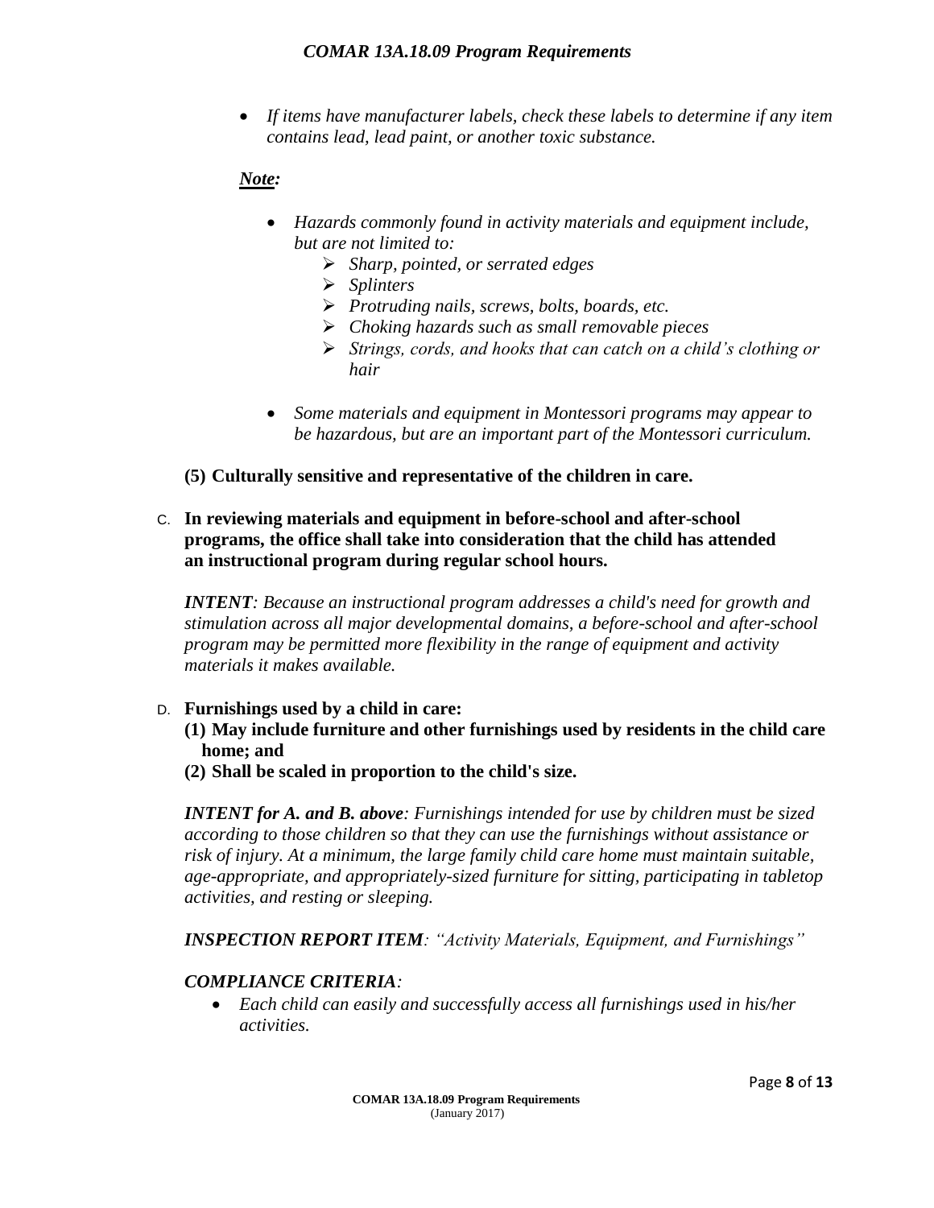- *If items have manufacturer labels, check these labels to determine if any item contains lead, lead paint, or another toxic substance.*

***Note:***

- *Hazards commonly found in activity materials and equipment include, but are not limited to:*
  - *Sharp, pointed, or serrated edges*
  - *Splinters*
  - *Protruding nails, screws, bolts, boards, etc.*
  - *Choking hazards such as small removable pieces*
  - *Strings, cords, and hooks that can catch on a child's clothing or hair*
- *Some materials and equipment in Montessori programs may appear to be hazardous, but are an important part of the Montessori curriculum.*

**(5) Culturally sensitive and representative of the children in care.**

C. **In reviewing materials and equipment in before-school and after-school programs, the office shall take into consideration that the child has attended an instructional program during regular school hours.**

***INTENT****: Because an instructional program addresses a child's need for growth and stimulation across all major developmental domains, a before-school and after-school program may be permitted more flexibility in the range of equipment and activity materials it makes available.*

D. **Furnishings used by a child in care:**

**(1) May include furniture and other furnishings used by residents in the child care home; and**

**(2) Shall be scaled in proportion to the child's size.**

***INTENT for A. and B. above****: Furnishings intended for use by children must be sized according to those children so that they can use the furnishings without assistance or risk of injury. At a minimum, the large family child care home must maintain suitable, age-appropriate, and appropriately-sized furniture for sitting, participating in tabletop activities, and resting or sleeping.*

***INSPECTION REPORT ITEM****: "Activity Materials, Equipment, and Furnishings"*

***COMPLIANCE CRITERIA****:*

- *Each child can easily and successfully access all furnishings used in his/her activities.*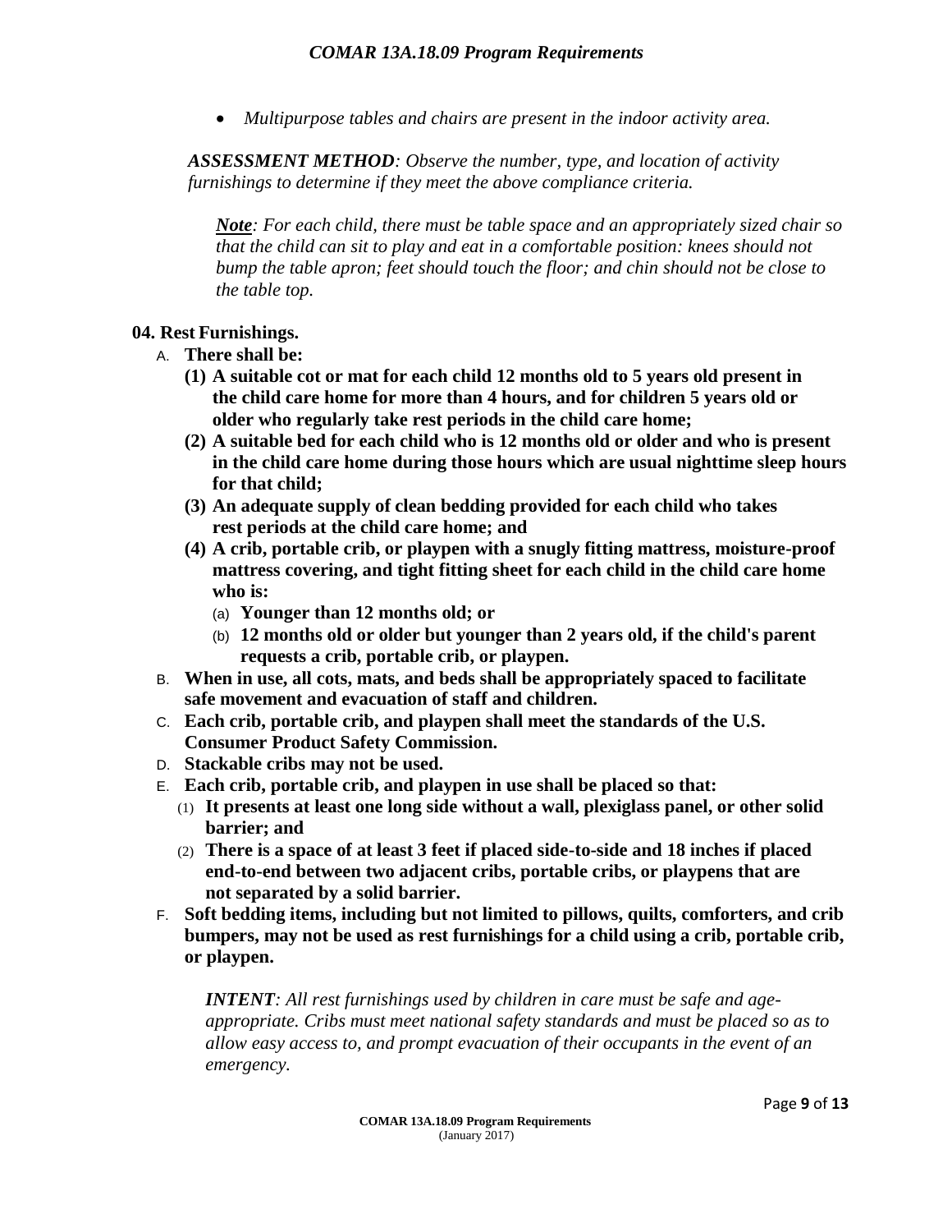- *Multipurpose tables and chairs are present in the indoor activity area.*

***ASSESSMENT METHOD****: Observe the number, type, and location of activity furnishings to determine if they meet the above compliance criteria.*

***Note****: For each child, there must be table space and an appropriately sized chair so that the child can sit to play and eat in a comfortable position: knees should not bump the table apron; feet should touch the floor; and chin should not be close to the table top.*

**04. Rest Furnishings.**

A. **There shall be:**

  **(1) A suitable cot or mat for each child 12 months old to 5 years old present in the child care home for more than 4 hours, and for children 5 years old or older who regularly take rest periods in the child care home;**

  **(2) A suitable bed for each child who is 12 months old or older and who is present in the child care home during those hours which are usual nighttime sleep hours for that child;**

  **(3) An adequate supply of clean bedding provided for each child who takes rest periods at the child care home; and**

  **(4) A crib, portable crib, or playpen with a snugly fitting mattress, moisture-proof mattress covering, and tight fitting sheet for each child in the child care home who is:**

    (a) **Younger than 12 months old; or**

    (b) **12 months old or older but younger than 2 years old, if the child's parent requests a crib, portable crib, or playpen.**

B. **When in use, all cots, mats, and beds shall be appropriately spaced to facilitate safe movement and evacuation of staff and children.**

C. **Each crib, portable crib, and playpen shall meet the standards of the U.S. Consumer Product Safety Commission.**

D. **Stackable cribs may not be used.**

E. **Each crib, portable crib, and playpen in use shall be placed so that:**

  (1) **It presents at least one long side without a wall, plexiglass panel, or other solid barrier; and**

  (2) **There is a space of at least 3 feet if placed side-to-side and 18 inches if placed end-to-end between two adjacent cribs, portable cribs, or playpens that are not separated by a solid barrier.**

F. **Soft bedding items, including but not limited to pillows, quilts, comforters, and crib bumpers, may not be used as rest furnishings for a child using a crib, portable crib, or playpen.**

***INTENT****: All rest furnishings used by children in care must be safe and age-appropriate. Cribs must meet national safety standards and must be placed so as to allow easy access to, and prompt evacuation of their occupants in the event of an emergency.*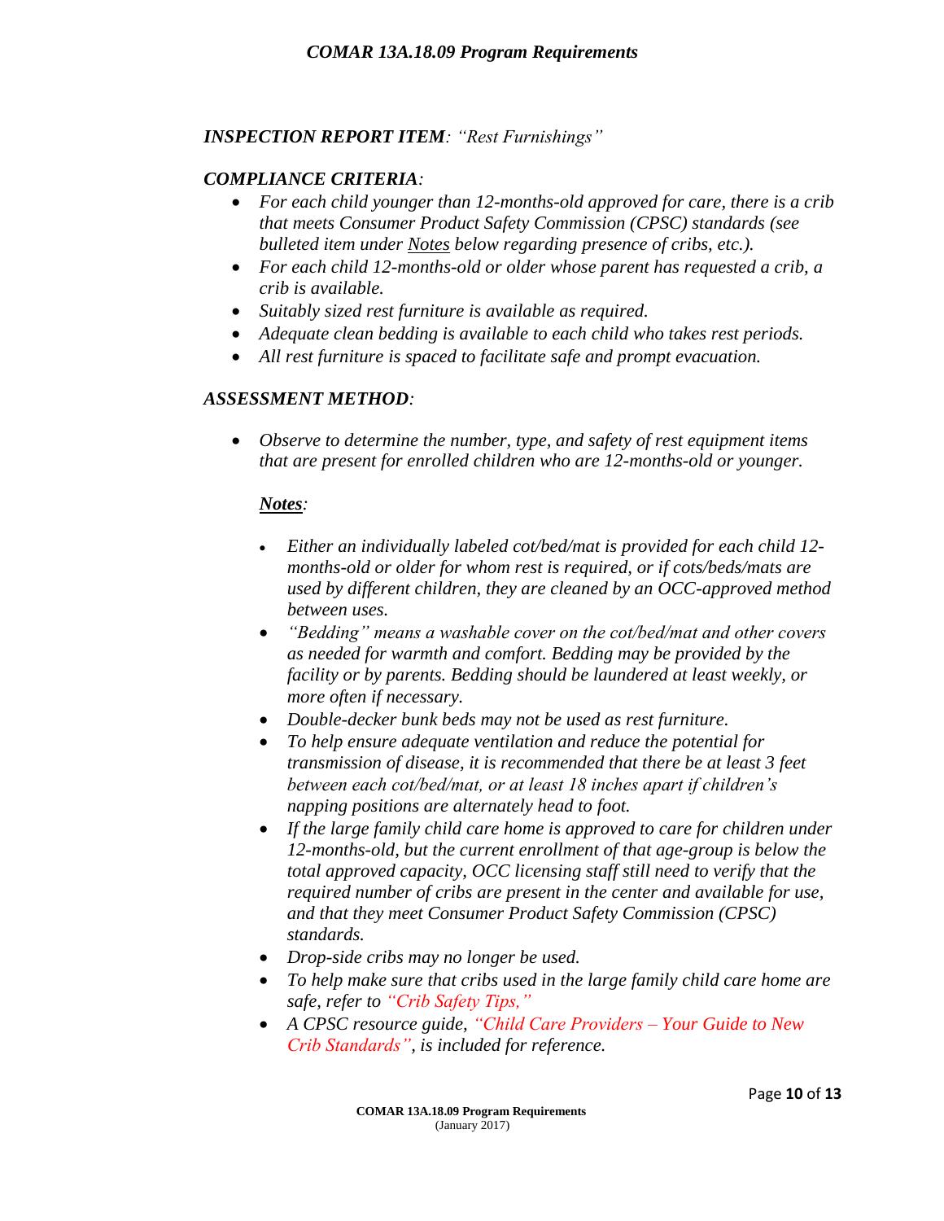***INSPECTION REPORT ITEM**: "Rest Furnishings"*

***COMPLIANCE CRITERIA**:*

- *For each child younger than 12-months-old approved for care, there is a crib that meets Consumer Product Safety Commission (CPSC) standards (see bulleted item under Notes below regarding presence of cribs, etc.).*
- *For each child 12-months-old or older whose parent has requested a crib, a crib is available.*
- *Suitably sized rest furniture is available as required.*
- *Adequate clean bedding is available to each child who takes rest periods.*
- *All rest furniture is spaced to facilitate safe and prompt evacuation.*

***ASSESSMENT METHOD**:*

- *Observe to determine the number, type, and safety of rest equipment items that are present for enrolled children who are 12-months-old or younger.*

  ***Notes**:*

  - *Either an individually labeled cot/bed/mat is provided for each child 12-months-old or older for whom rest is required, or if cots/beds/mats are used by different children, they are cleaned by an OCC-approved method between uses.*
  - *"Bedding" means a washable cover on the cot/bed/mat and other covers as needed for warmth and comfort. Bedding may be provided by the facility or by parents. Bedding should be laundered at least weekly, or more often if necessary.*
  - *Double-decker bunk beds may not be used as rest furniture.*
  - *To help ensure adequate ventilation and reduce the potential for transmission of disease, it is recommended that there be at least 3 feet between each cot/bed/mat, or at least 18 inches apart if children's napping positions are alternately head to foot.*
  - *If the large family child care home is approved to care for children under 12-months-old, but the current enrollment of that age-group is below the total approved capacity, OCC licensing staff still need to verify that the required number of cribs are present in the center and available for use, and that they meet Consumer Product Safety Commission (CPSC) standards.*
  - *Drop-side cribs may no longer be used.*
  - *To help make sure that cribs used in the large family child care home are safe, refer to "Crib Safety Tips,"*
  - *A CPSC resource guide, "Child Care Providers – Your Guide to New Crib Standards", is included for reference.*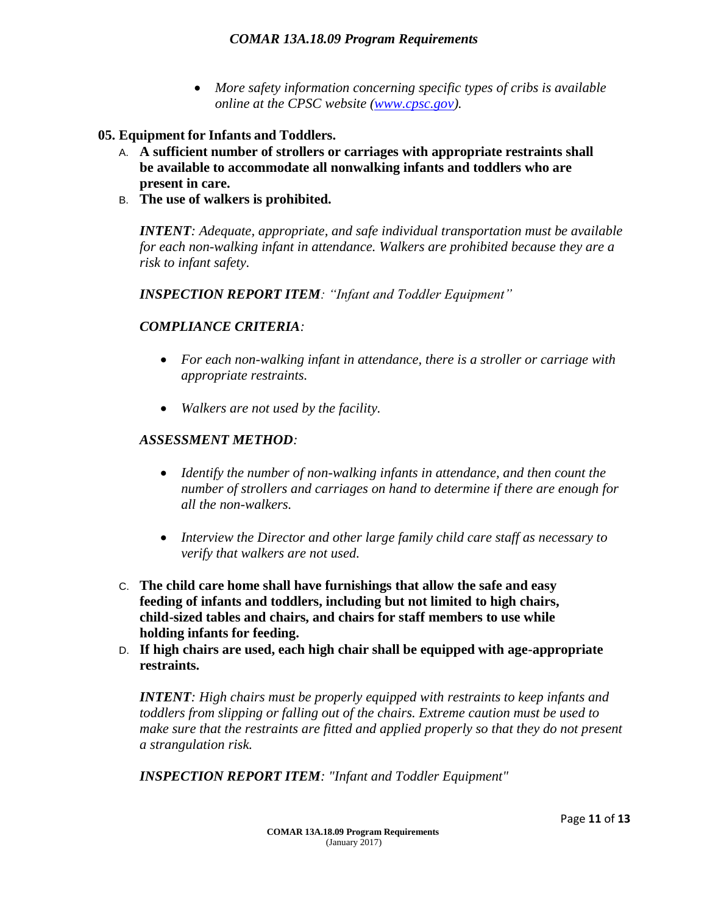- *More safety information concerning specific types of cribs is available online at the CPSC website ([www.cpsc.gov](http://www.cpsc.gov)).*

**05. Equipment for Infants and Toddlers.**

A. **A sufficient number of strollers or carriages with appropriate restraints shall be available to accommodate all nonwalking infants and toddlers who are present in care.**

B. **The use of walkers is prohibited.**

***INTENT****: Adequate, appropriate, and safe individual transportation must be available for each non-walking infant in attendance. Walkers are prohibited because they are a risk to infant safety.*

***INSPECTION REPORT ITEM****: "Infant and Toddler Equipment"*

***COMPLIANCE CRITERIA****:*

- *For each non-walking infant in attendance, there is a stroller or carriage with appropriate restraints.*
- *Walkers are not used by the facility.*

***ASSESSMENT METHOD****:*

- *Identify the number of non-walking infants in attendance, and then count the number of strollers and carriages on hand to determine if there are enough for all the non-walkers.*
- *Interview the Director and other large family child care staff as necessary to verify that walkers are not used.*

C. **The child care home shall have furnishings that allow the safe and easy feeding of infants and toddlers, including but not limited to high chairs, child-sized tables and chairs, and chairs for staff members to use while holding infants for feeding.**

D. **If high chairs are used, each high chair shall be equipped with age-appropriate restraints.**

***INTENT****: High chairs must be properly equipped with restraints to keep infants and toddlers from slipping or falling out of the chairs. Extreme caution must be used to make sure that the restraints are fitted and applied properly so that they do not present a strangulation risk.*

***INSPECTION REPORT ITEM****: "Infant and Toddler Equipment"*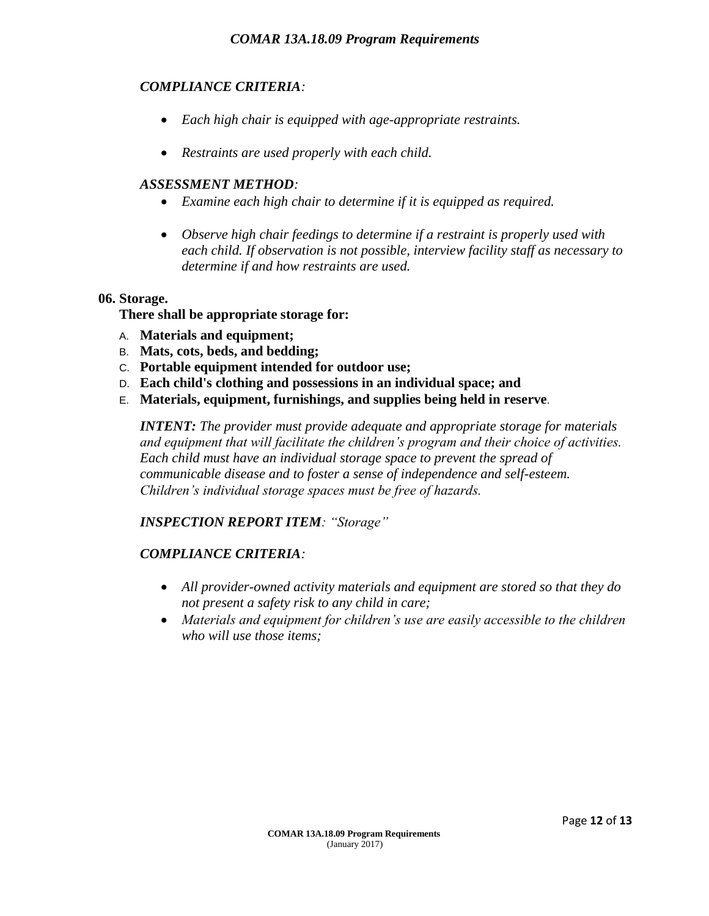*COMPLIANCE CRITERIA:*

- *Each high chair is equipped with age-appropriate restraints.*
- *Restraints are used properly with each child.*

*ASSESSMENT METHOD:*

- *Examine each high chair to determine if it is equipped as required.*
- *Observe high chair feedings to determine if a restraint is properly used with each child. If observation is not possible, interview facility staff as necessary to determine if and how restraints are used.*

**06. Storage.**

**There shall be appropriate storage for:**

A. **Materials and equipment;**
B. **Mats, cots, beds, and bedding;**
C. **Portable equipment intended for outdoor use;**
D. **Each child's clothing and possessions in an individual space; and**
E. **Materials, equipment, furnishings, and supplies being held in reserve**.

***INTENT:*** *The provider must provide adequate and appropriate storage for materials and equipment that will facilitate the children's program and their choice of activities. Each child must have an individual storage space to prevent the spread of communicable disease and to foster a sense of independence and self-esteem. Children's individual storage spaces must be free of hazards.*

***INSPECTION REPORT ITEM****: "Storage"*

*COMPLIANCE CRITERIA:*

- *All provider-owned activity materials and equipment are stored so that they do not present a safety risk to any child in care;*
- *Materials and equipment for children's use are easily accessible to the children who will use those items;*